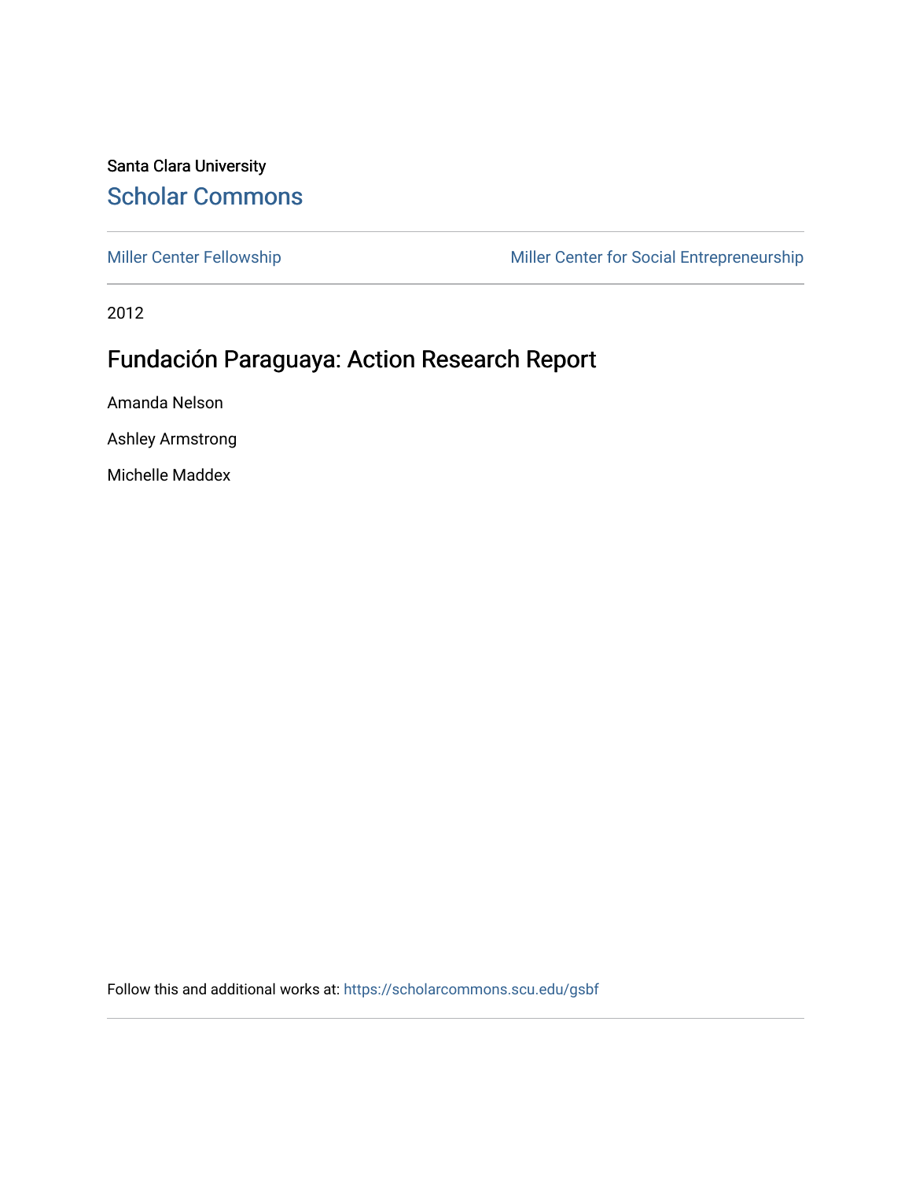Santa Clara University

## Scholar Commons

Miller Center Fellowship | Miller Center for Social Entrepreneurship

2012

# Fundación Paraguaya: Action Research Report

Amanda Nelson

Ashley Armstrong

Michelle Maddex

Follow this and additional works at: https://scholarcommons.scu.edu/gsbf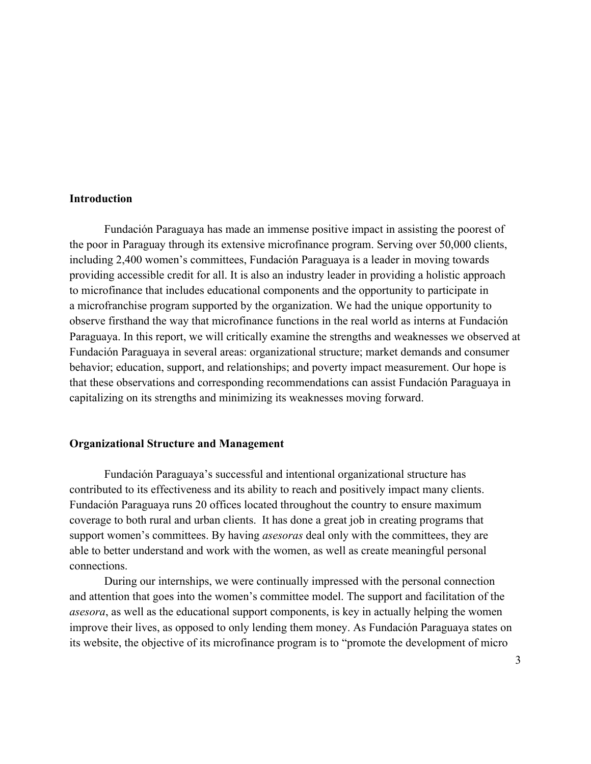## Introduction

Fundación Paraguaya has made an immense positive impact in assisting the poorest of the poor in Paraguay through its extensive microfinance program. Serving over 50,000 clients, including 2,400 women's committees, Fundación Paraguaya is a leader in moving towards providing accessible credit for all. It is also an industry leader in providing a holistic approach to microfinance that includes educational components and the opportunity to participate in a microfranchise program supported by the organization. We had the unique opportunity to observe firsthand the way that microfinance functions in the real world as interns at Fundación Paraguaya. In this report, we will critically examine the strengths and weaknesses we observed at Fundación Paraguaya in several areas: organizational structure; market demands and consumer behavior; education, support, and relationships; and poverty impact measurement. Our hope is that these observations and corresponding recommendations can assist Fundación Paraguaya in capitalizing on its strengths and minimizing its weaknesses moving forward.

## Organizational Structure and Management

Fundación Paraguaya's successful and intentional organizational structure has contributed to its effectiveness and its ability to reach and positively impact many clients. Fundación Paraguaya runs 20 offices located throughout the country to ensure maximum coverage to both rural and urban clients. It has done a great job in creating programs that support women's committees. By having *asesoras* deal only with the committees, they are able to better understand and work with the women, as well as create meaningful personal connections.

During our internships, we were continually impressed with the personal connection and attention that goes into the women's committee model. The support and facilitation of the *asesora*, as well as the educational support components, is key in actually helping the women improve their lives, as opposed to only lending them money. As Fundación Paraguaya states on its website, the objective of its microfinance program is to "promote the development of micro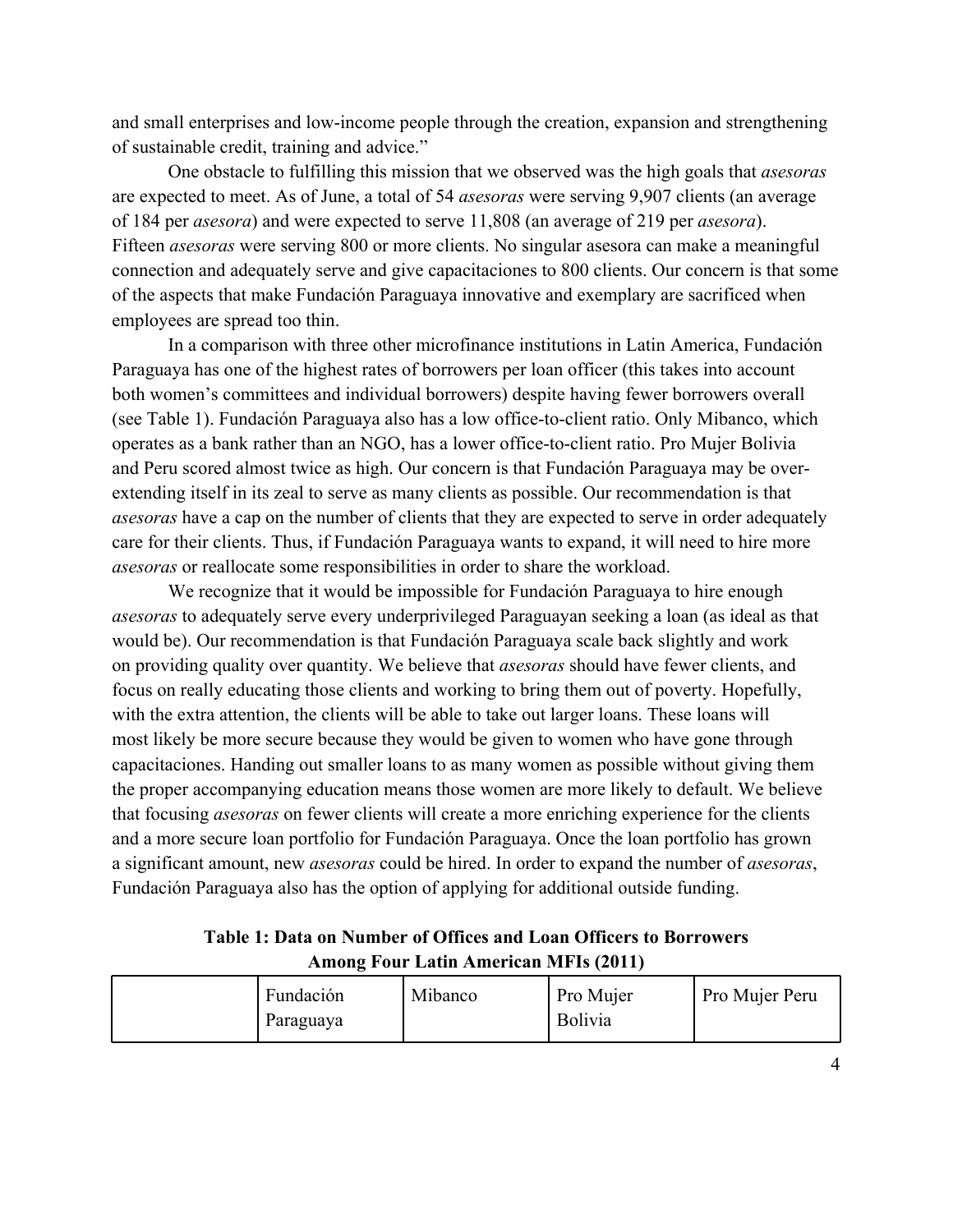and small enterprises and low-income people through the creation, expansion and strengthening of sustainable credit, training and advice."

One obstacle to fulfilling this mission that we observed was the high goals that *asesoras* are expected to meet. As of June, a total of 54 *asesoras* were serving 9,907 clients (an average of 184 per *asesora*) and were expected to serve 11,808 (an average of 219 per *asesora*). Fifteen *asesoras* were serving 800 or more clients. No singular asesora can make a meaningful connection and adequately serve and give capacitaciones to 800 clients. Our concern is that some of the aspects that make Fundación Paraguaya innovative and exemplary are sacrificed when employees are spread too thin.

In a comparison with three other microfinance institutions in Latin America, Fundación Paraguaya has one of the highest rates of borrowers per loan officer (this takes into account both women's committees and individual borrowers) despite having fewer borrowers overall (see Table 1). Fundación Paraguaya also has a low office-to-client ratio. Only Mibanco, which operates as a bank rather than an NGO, has a lower office-to-client ratio. Pro Mujer Bolivia and Peru scored almost twice as high. Our concern is that Fundación Paraguaya may be over-extending itself in its zeal to serve as many clients as possible. Our recommendation is that *asesoras* have a cap on the number of clients that they are expected to serve in order adequately care for their clients. Thus, if Fundación Paraguaya wants to expand, it will need to hire more *asesoras* or reallocate some responsibilities in order to share the workload.

We recognize that it would be impossible for Fundación Paraguaya to hire enough *asesoras* to adequately serve every underprivileged Paraguayan seeking a loan (as ideal as that would be). Our recommendation is that Fundación Paraguaya scale back slightly and work on providing quality over quantity. We believe that *asesoras* should have fewer clients, and focus on really educating those clients and working to bring them out of poverty. Hopefully, with the extra attention, the clients will be able to take out larger loans. These loans will most likely be more secure because they would be given to women who have gone through capacitaciones. Handing out smaller loans to as many women as possible without giving them the proper accompanying education means those women are more likely to default. We believe that focusing *asesoras* on fewer clients will create a more enriching experience for the clients and a more secure loan portfolio for Fundación Paraguaya. Once the loan portfolio has grown a significant amount, new *asesoras* could be hired. In order to expand the number of *asesoras*, Fundación Paraguaya also has the option of applying for additional outside funding.

**Table 1: Data on Number of Offices and Loan Officers to Borrowers Among Four Latin American MFIs (2011)**

| | Fundación Paraguaya | Mibanco | Pro Mujer Bolivia | Pro Mujer Peru |
|---|---|---|---|---|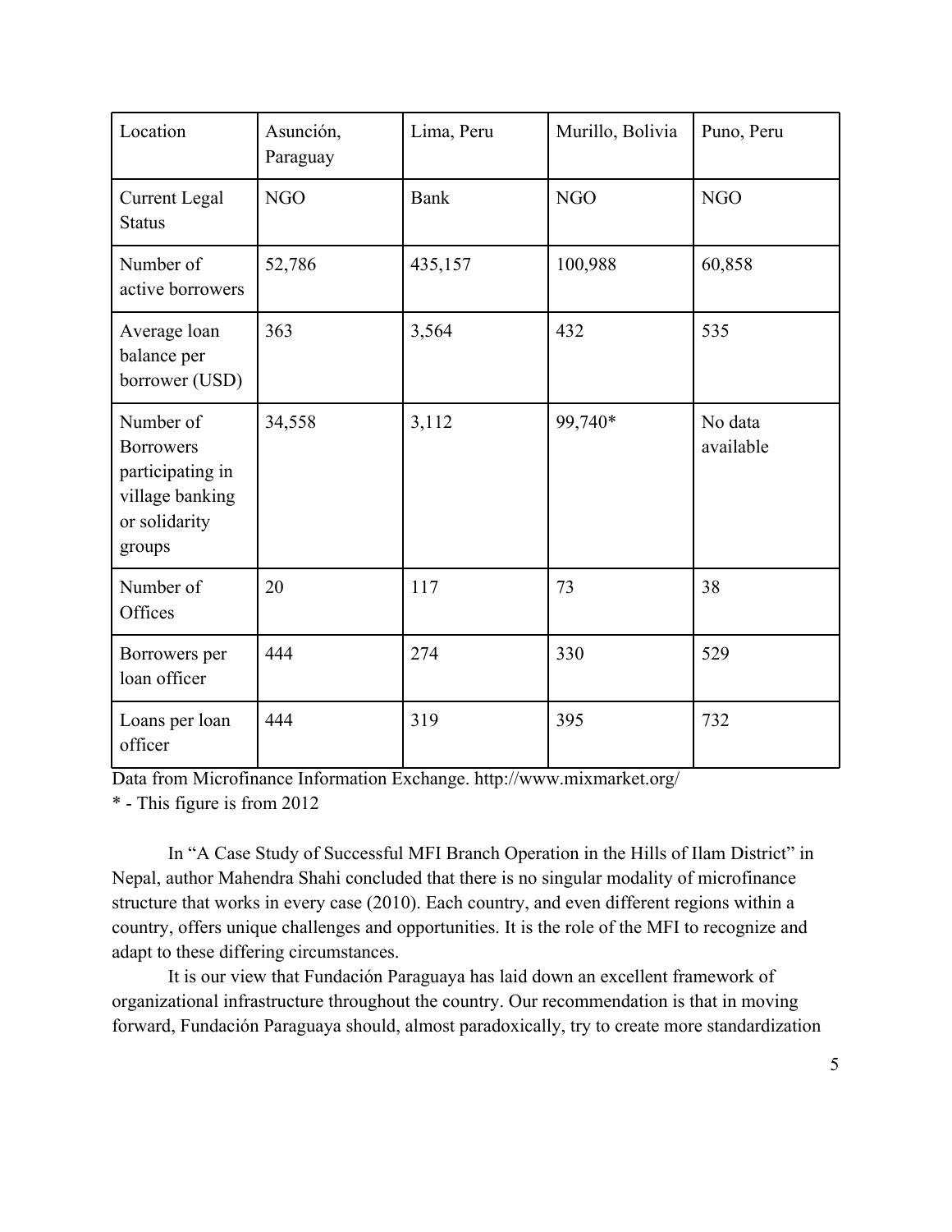| Location | Asunción, Paraguay | Lima, Peru | Murillo, Bolivia | Puno, Peru |
|---|---|---|---|---|
| Current Legal Status | NGO | Bank | NGO | NGO |
| Number of active borrowers | 52,786 | 435,157 | 100,988 | 60,858 |
| Average loan balance per borrower (USD) | 363 | 3,564 | 432 | 535 |
| Number of Borrowers participating in village banking or solidarity groups | 34,558 | 3,112 | 99,740* | No data available |
| Number of Offices | 20 | 117 | 73 | 38 |
| Borrowers per loan officer | 444 | 274 | 330 | 529 |
| Loans per loan officer | 444 | 319 | 395 | 732 |

Data from Microfinance Information Exchange. http://www.mixmarket.org/

* - This figure is from 2012

In "A Case Study of Successful MFI Branch Operation in the Hills of Ilam District" in Nepal, author Mahendra Shahi concluded that there is no singular modality of microfinance structure that works in every case (2010). Each country, and even different regions within a country, offers unique challenges and opportunities. It is the role of the MFI to recognize and adapt to these differing circumstances.

It is our view that Fundación Paraguaya has laid down an excellent framework of organizational infrastructure throughout the country. Our recommendation is that in moving forward, Fundación Paraguaya should, almost paradoxically, try to create more standardization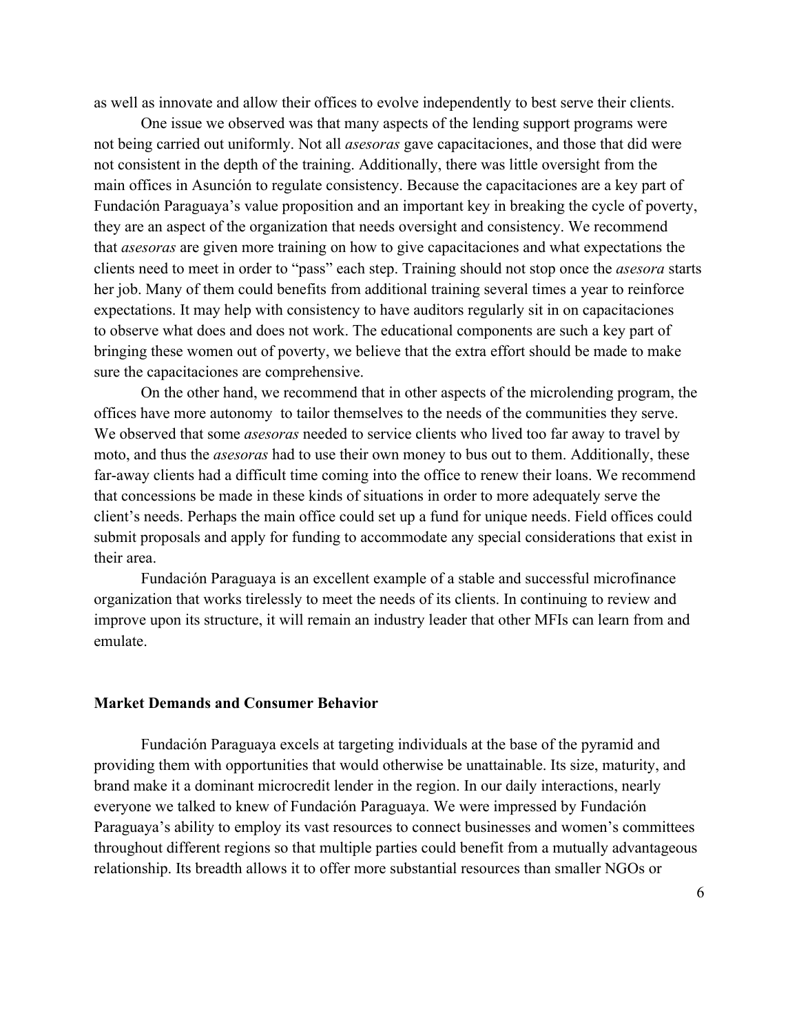as well as innovate and allow their offices to evolve independently to best serve their clients.

One issue we observed was that many aspects of the lending support programs were not being carried out uniformly. Not all *asesoras* gave capacitaciones, and those that did were not consistent in the depth of the training. Additionally, there was little oversight from the main offices in Asunción to regulate consistency. Because the capacitaciones are a key part of Fundación Paraguaya's value proposition and an important key in breaking the cycle of poverty, they are an aspect of the organization that needs oversight and consistency. We recommend that *asesoras* are given more training on how to give capacitaciones and what expectations the clients need to meet in order to "pass" each step. Training should not stop once the *asesora* starts her job. Many of them could benefits from additional training several times a year to reinforce expectations. It may help with consistency to have auditors regularly sit in on capacitaciones to observe what does and does not work. The educational components are such a key part of bringing these women out of poverty, we believe that the extra effort should be made to make sure the capacitaciones are comprehensive.

On the other hand, we recommend that in other aspects of the microlending program, the offices have more autonomy  to tailor themselves to the needs of the communities they serve. We observed that some *asesoras* needed to service clients who lived too far away to travel by moto, and thus the *asesoras* had to use their own money to bus out to them. Additionally, these far-away clients had a difficult time coming into the office to renew their loans. We recommend that concessions be made in these kinds of situations in order to more adequately serve the client's needs. Perhaps the main office could set up a fund for unique needs. Field offices could submit proposals and apply for funding to accommodate any special considerations that exist in their area.

Fundación Paraguaya is an excellent example of a stable and successful microfinance organization that works tirelessly to meet the needs of its clients. In continuing to review and improve upon its structure, it will remain an industry leader that other MFIs can learn from and emulate.

**Market Demands and Consumer Behavior**

Fundación Paraguaya excels at targeting individuals at the base of the pyramid and providing them with opportunities that would otherwise be unattainable. Its size, maturity, and brand make it a dominant microcredit lender in the region. In our daily interactions, nearly everyone we talked to knew of Fundación Paraguaya. We were impressed by Fundación Paraguaya's ability to employ its vast resources to connect businesses and women's committees throughout different regions so that multiple parties could benefit from a mutually advantageous relationship. Its breadth allows it to offer more substantial resources than smaller NGOs or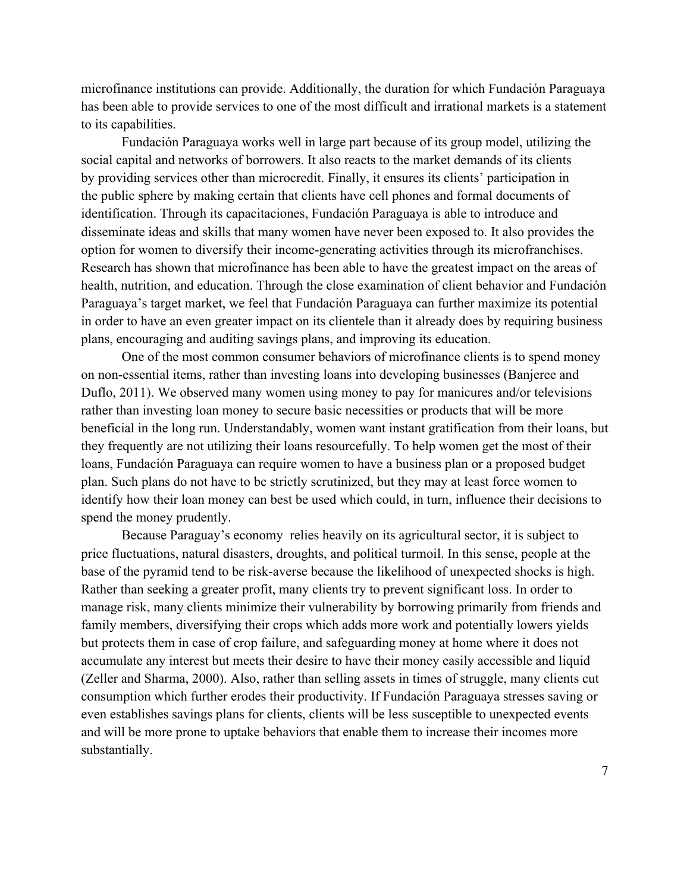microfinance institutions can provide. Additionally, the duration for which Fundación Paraguaya has been able to provide services to one of the most difficult and irrational markets is a statement to its capabilities.

Fundación Paraguaya works well in large part because of its group model, utilizing the social capital and networks of borrowers. It also reacts to the market demands of its clients by providing services other than microcredit. Finally, it ensures its clients' participation in the public sphere by making certain that clients have cell phones and formal documents of identification. Through its capacitaciones, Fundación Paraguaya is able to introduce and disseminate ideas and skills that many women have never been exposed to. It also provides the option for women to diversify their income-generating activities through its microfranchises. Research has shown that microfinance has been able to have the greatest impact on the areas of health, nutrition, and education. Through the close examination of client behavior and Fundación Paraguaya's target market, we feel that Fundación Paraguaya can further maximize its potential in order to have an even greater impact on its clientele than it already does by requiring business plans, encouraging and auditing savings plans, and improving its education.

One of the most common consumer behaviors of microfinance clients is to spend money on non-essential items, rather than investing loans into developing businesses (Banjeree and Duflo, 2011). We observed many women using money to pay for manicures and/or televisions rather than investing loan money to secure basic necessities or products that will be more beneficial in the long run. Understandably, women want instant gratification from their loans, but they frequently are not utilizing their loans resourcefully. To help women get the most of their loans, Fundación Paraguaya can require women to have a business plan or a proposed budget plan. Such plans do not have to be strictly scrutinized, but they may at least force women to identify how their loan money can best be used which could, in turn, influence their decisions to spend the money prudently.

Because Paraguay's economy relies heavily on its agricultural sector, it is subject to price fluctuations, natural disasters, droughts, and political turmoil. In this sense, people at the base of the pyramid tend to be risk-averse because the likelihood of unexpected shocks is high. Rather than seeking a greater profit, many clients try to prevent significant loss. In order to manage risk, many clients minimize their vulnerability by borrowing primarily from friends and family members, diversifying their crops which adds more work and potentially lowers yields but protects them in case of crop failure, and safeguarding money at home where it does not accumulate any interest but meets their desire to have their money easily accessible and liquid (Zeller and Sharma, 2000). Also, rather than selling assets in times of struggle, many clients cut consumption which further erodes their productivity. If Fundación Paraguaya stresses saving or even establishes savings plans for clients, clients will be less susceptible to unexpected events and will be more prone to uptake behaviors that enable them to increase their incomes more substantially.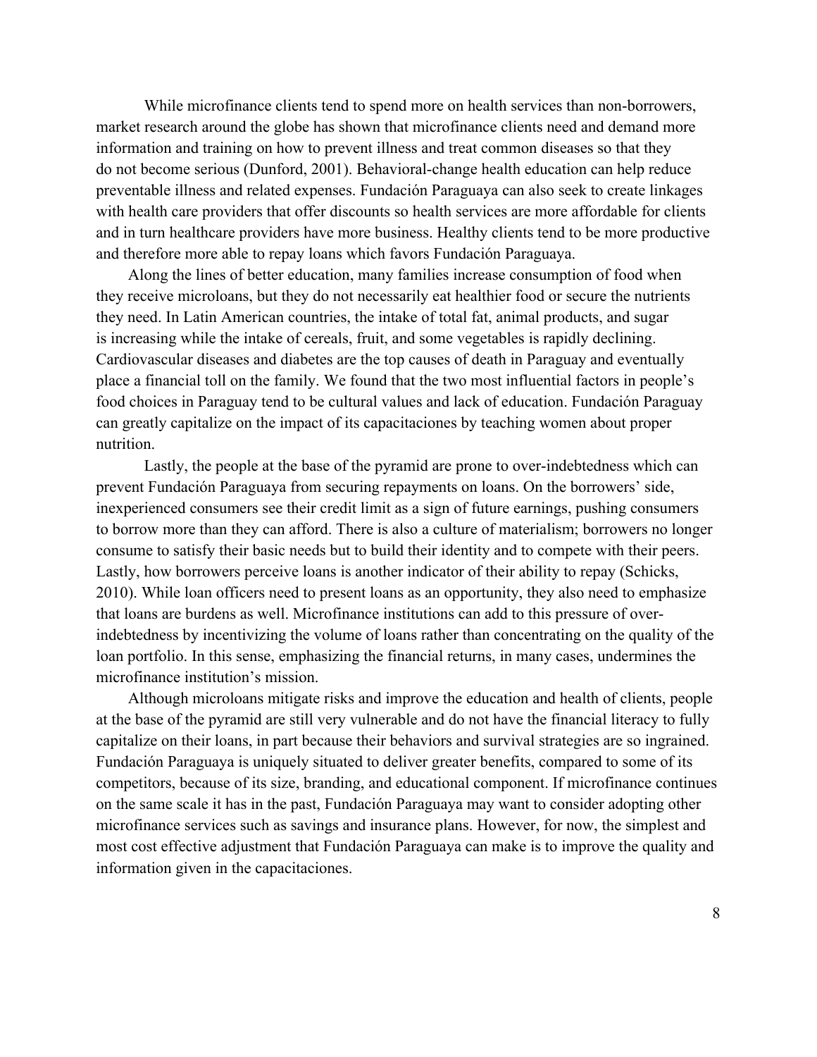While microfinance clients tend to spend more on health services than non-borrowers, market research around the globe has shown that microfinance clients need and demand more information and training on how to prevent illness and treat common diseases so that they do not become serious (Dunford, 2001). Behavioral-change health education can help reduce preventable illness and related expenses. Fundación Paraguaya can also seek to create linkages with health care providers that offer discounts so health services are more affordable for clients and in turn healthcare providers have more business. Healthy clients tend to be more productive and therefore more able to repay loans which favors Fundación Paraguaya.

Along the lines of better education, many families increase consumption of food when they receive microloans, but they do not necessarily eat healthier food or secure the nutrients they need. In Latin American countries, the intake of total fat, animal products, and sugar is increasing while the intake of cereals, fruit, and some vegetables is rapidly declining. Cardiovascular diseases and diabetes are the top causes of death in Paraguay and eventually place a financial toll on the family. We found that the two most influential factors in people's food choices in Paraguay tend to be cultural values and lack of education. Fundación Paraguay can greatly capitalize on the impact of its capacitaciones by teaching women about proper nutrition.

Lastly, the people at the base of the pyramid are prone to over-indebtedness which can prevent Fundación Paraguaya from securing repayments on loans. On the borrowers' side, inexperienced consumers see their credit limit as a sign of future earnings, pushing consumers to borrow more than they can afford. There is also a culture of materialism; borrowers no longer consume to satisfy their basic needs but to build their identity and to compete with their peers. Lastly, how borrowers perceive loans is another indicator of their ability to repay (Schicks, 2010). While loan officers need to present loans as an opportunity, they also need to emphasize that loans are burdens as well. Microfinance institutions can add to this pressure of over-indebtedness by incentivizing the volume of loans rather than concentrating on the quality of the loan portfolio. In this sense, emphasizing the financial returns, in many cases, undermines the microfinance institution's mission.

Although microloans mitigate risks and improve the education and health of clients, people at the base of the pyramid are still very vulnerable and do not have the financial literacy to fully capitalize on their loans, in part because their behaviors and survival strategies are so ingrained. Fundación Paraguaya is uniquely situated to deliver greater benefits, compared to some of its competitors, because of its size, branding, and educational component. If microfinance continues on the same scale it has in the past, Fundación Paraguaya may want to consider adopting other microfinance services such as savings and insurance plans. However, for now, the simplest and most cost effective adjustment that Fundación Paraguaya can make is to improve the quality and information given in the capacitaciones.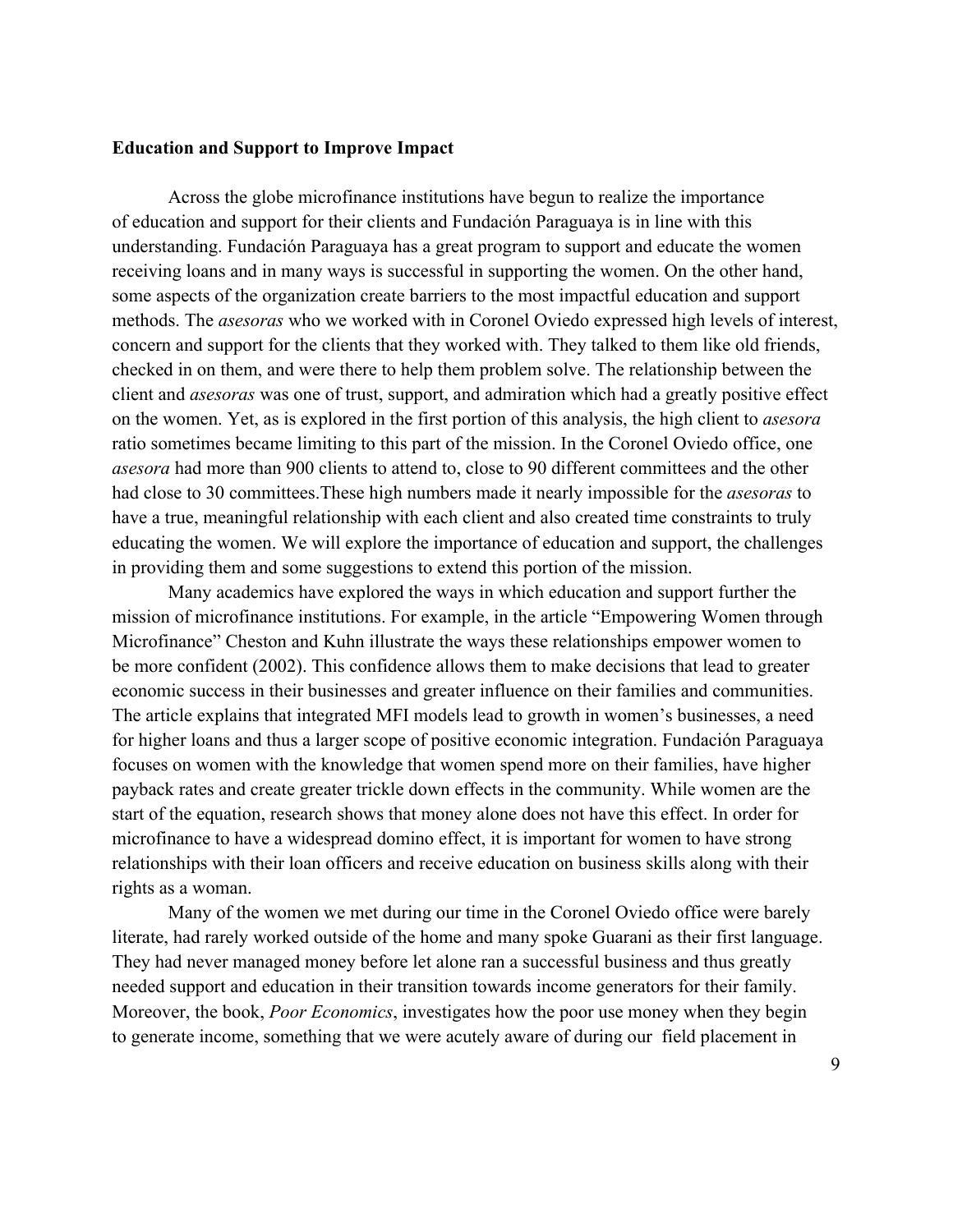**Education and Support to Improve Impact**

Across the globe microfinance institutions have begun to realize the importance of education and support for their clients and Fundación Paraguaya is in line with this understanding. Fundación Paraguaya has a great program to support and educate the women receiving loans and in many ways is successful in supporting the women. On the other hand, some aspects of the organization create barriers to the most impactful education and support methods. The *asesoras* who we worked with in Coronel Oviedo expressed high levels of interest, concern and support for the clients that they worked with. They talked to them like old friends, checked in on them, and were there to help them problem solve. The relationship between the client and *asesoras* was one of trust, support, and admiration which had a greatly positive effect on the women. Yet, as is explored in the first portion of this analysis, the high client to *asesora* ratio sometimes became limiting to this part of the mission. In the Coronel Oviedo office, one *asesora* had more than 900 clients to attend to, close to 90 different committees and the other had close to 30 committees.These high numbers made it nearly impossible for the *asesoras* to have a true, meaningful relationship with each client and also created time constraints to truly educating the women. We will explore the importance of education and support, the challenges in providing them and some suggestions to extend this portion of the mission.

Many academics have explored the ways in which education and support further the mission of microfinance institutions. For example, in the article "Empowering Women through Microfinance" Cheston and Kuhn illustrate the ways these relationships empower women to be more confident (2002). This confidence allows them to make decisions that lead to greater economic success in their businesses and greater influence on their families and communities. The article explains that integrated MFI models lead to growth in women's businesses, a need for higher loans and thus a larger scope of positive economic integration. Fundación Paraguaya focuses on women with the knowledge that women spend more on their families, have higher payback rates and create greater trickle down effects in the community. While women are the start of the equation, research shows that money alone does not have this effect. In order for microfinance to have a widespread domino effect, it is important for women to have strong relationships with their loan officers and receive education on business skills along with their rights as a woman.

Many of the women we met during our time in the Coronel Oviedo office were barely literate, had rarely worked outside of the home and many spoke Guarani as their first language. They had never managed money before let alone ran a successful business and thus greatly needed support and education in their transition towards income generators for their family. Moreover, the book, *Poor Economics*, investigates how the poor use money when they begin to generate income, something that we were acutely aware of during our field placement in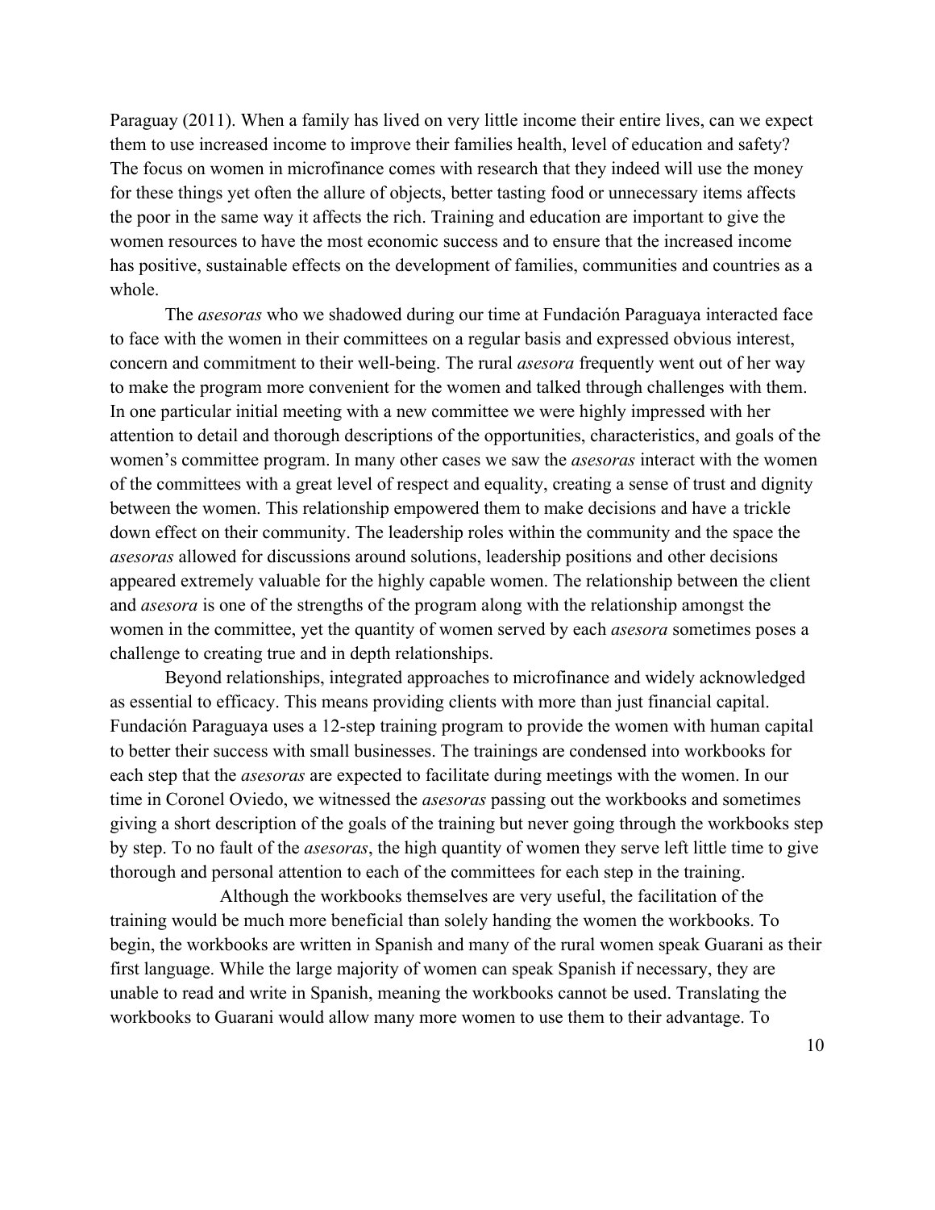Paraguay (2011). When a family has lived on very little income their entire lives, can we expect them to use increased income to improve their families health, level of education and safety? The focus on women in microfinance comes with research that they indeed will use the money for these things yet often the allure of objects, better tasting food or unnecessary items affects the poor in the same way it affects the rich. Training and education are important to give the women resources to have the most economic success and to ensure that the increased income has positive, sustainable effects on the development of families, communities and countries as a whole.

The *asesoras* who we shadowed during our time at Fundación Paraguaya interacted face to face with the women in their committees on a regular basis and expressed obvious interest, concern and commitment to their well-being. The rural *asesora* frequently went out of her way to make the program more convenient for the women and talked through challenges with them. In one particular initial meeting with a new committee we were highly impressed with her attention to detail and thorough descriptions of the opportunities, characteristics, and goals of the women's committee program. In many other cases we saw the *asesoras* interact with the women of the committees with a great level of respect and equality, creating a sense of trust and dignity between the women. This relationship empowered them to make decisions and have a trickle down effect on their community. The leadership roles within the community and the space the *asesoras* allowed for discussions around solutions, leadership positions and other decisions appeared extremely valuable for the highly capable women. The relationship between the client and *asesora* is one of the strengths of the program along with the relationship amongst the women in the committee, yet the quantity of women served by each *asesora* sometimes poses a challenge to creating true and in depth relationships.

Beyond relationships, integrated approaches to microfinance and widely acknowledged as essential to efficacy. This means providing clients with more than just financial capital. Fundación Paraguaya uses a 12-step training program to provide the women with human capital to better their success with small businesses. The trainings are condensed into workbooks for each step that the *asesoras* are expected to facilitate during meetings with the women. In our time in Coronel Oviedo, we witnessed the *asesoras* passing out the workbooks and sometimes giving a short description of the goals of the training but never going through the workbooks step by step. To no fault of the *asesoras*, the high quantity of women they serve left little time to give thorough and personal attention to each of the committees for each step in the training.

Although the workbooks themselves are very useful, the facilitation of the training would be much more beneficial than solely handing the women the workbooks. To begin, the workbooks are written in Spanish and many of the rural women speak Guarani as their first language. While the large majority of women can speak Spanish if necessary, they are unable to read and write in Spanish, meaning the workbooks cannot be used. Translating the workbooks to Guarani would allow many more women to use them to their advantage. To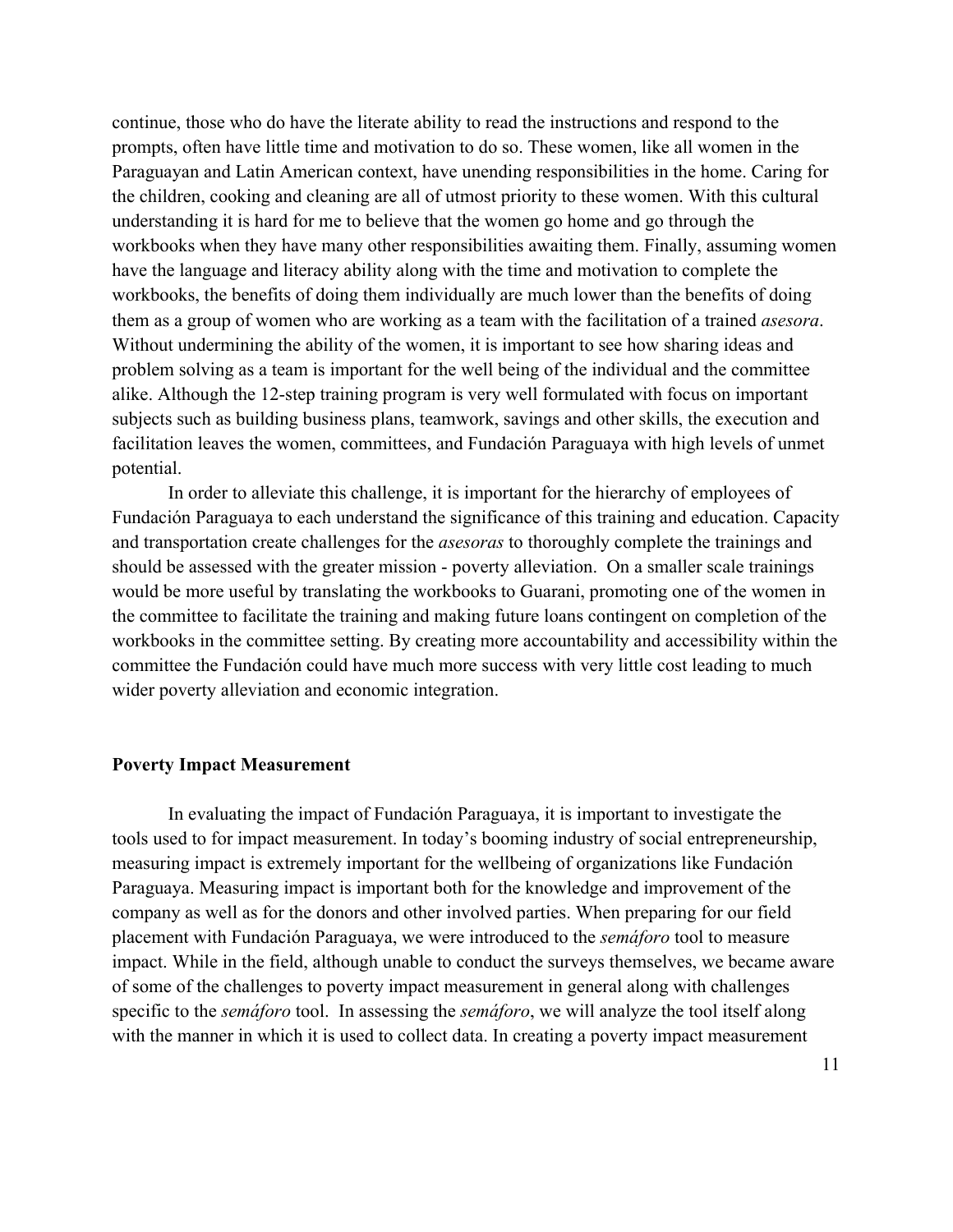continue, those who do have the literate ability to read the instructions and respond to the prompts, often have little time and motivation to do so. These women, like all women in the Paraguayan and Latin American context, have unending responsibilities in the home. Caring for the children, cooking and cleaning are all of utmost priority to these women. With this cultural understanding it is hard for me to believe that the women go home and go through the workbooks when they have many other responsibilities awaiting them. Finally, assuming women have the language and literacy ability along with the time and motivation to complete the workbooks, the benefits of doing them individually are much lower than the benefits of doing them as a group of women who are working as a team with the facilitation of a trained *asesora*. Without undermining the ability of the women, it is important to see how sharing ideas and problem solving as a team is important for the well being of the individual and the committee alike. Although the 12-step training program is very well formulated with focus on important subjects such as building business plans, teamwork, savings and other skills, the execution and facilitation leaves the women, committees, and Fundación Paraguaya with high levels of unmet potential.

In order to alleviate this challenge, it is important for the hierarchy of employees of Fundación Paraguaya to each understand the significance of this training and education. Capacity and transportation create challenges for the *asesoras* to thoroughly complete the trainings and should be assessed with the greater mission - poverty alleviation. On a smaller scale trainings would be more useful by translating the workbooks to Guarani, promoting one of the women in the committee to facilitate the training and making future loans contingent on completion of the workbooks in the committee setting. By creating more accountability and accessibility within the committee the Fundación could have much more success with very little cost leading to much wider poverty alleviation and economic integration.

**Poverty Impact Measurement**

In evaluating the impact of Fundación Paraguaya, it is important to investigate the tools used to for impact measurement. In today's booming industry of social entrepreneurship, measuring impact is extremely important for the wellbeing of organizations like Fundación Paraguaya. Measuring impact is important both for the knowledge and improvement of the company as well as for the donors and other involved parties. When preparing for our field placement with Fundación Paraguaya, we were introduced to the *semáforo* tool to measure impact. While in the field, although unable to conduct the surveys themselves, we became aware of some of the challenges to poverty impact measurement in general along with challenges specific to the *semáforo* tool. In assessing the *semáforo*, we will analyze the tool itself along with the manner in which it is used to collect data. In creating a poverty impact measurement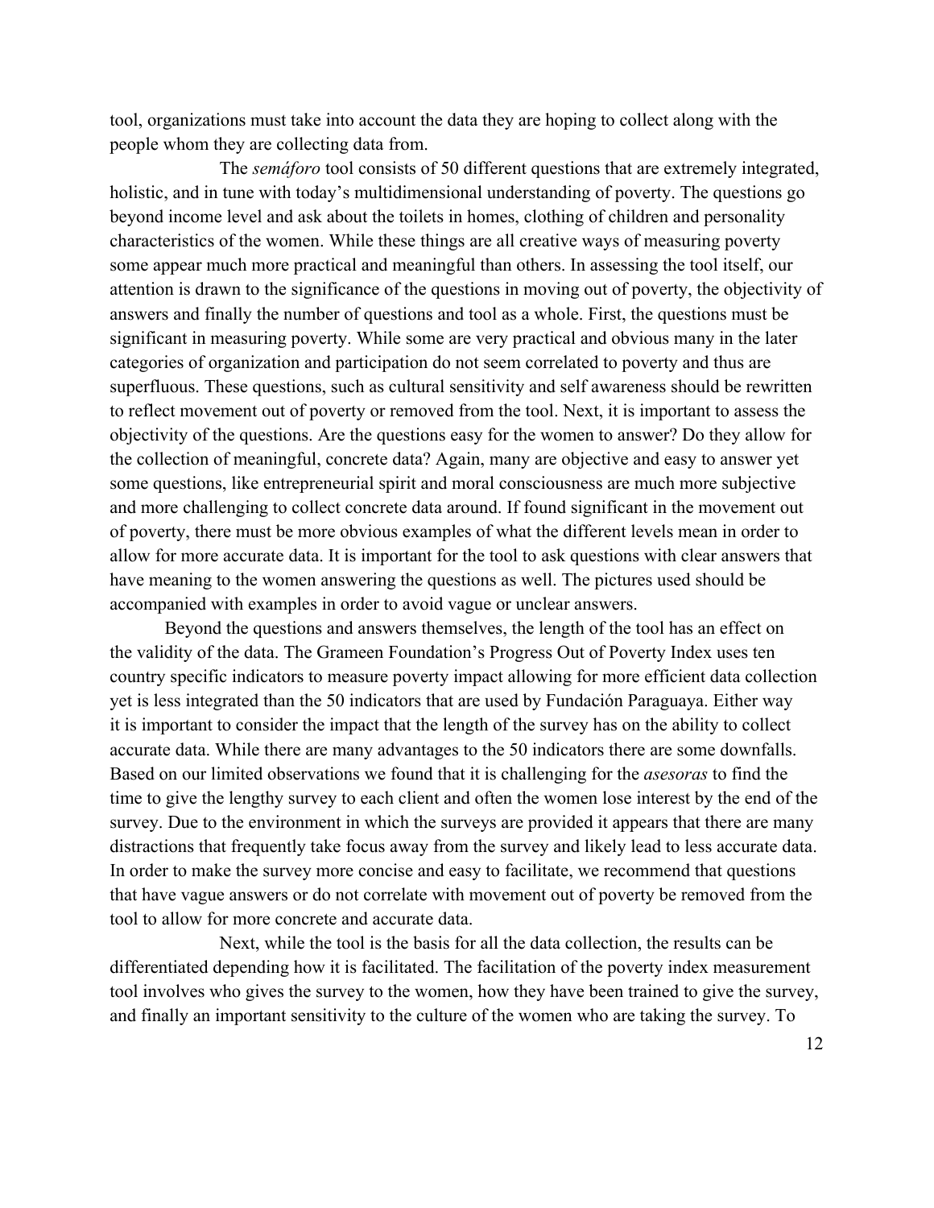tool, organizations must take into account the data they are hoping to collect along with the people whom they are collecting data from.

The *semáforo* tool consists of 50 different questions that are extremely integrated, holistic, and in tune with today's multidimensional understanding of poverty. The questions go beyond income level and ask about the toilets in homes, clothing of children and personality characteristics of the women. While these things are all creative ways of measuring poverty some appear much more practical and meaningful than others. In assessing the tool itself, our attention is drawn to the significance of the questions in moving out of poverty, the objectivity of answers and finally the number of questions and tool as a whole. First, the questions must be significant in measuring poverty. While some are very practical and obvious many in the later categories of organization and participation do not seem correlated to poverty and thus are superfluous. These questions, such as cultural sensitivity and self awareness should be rewritten to reflect movement out of poverty or removed from the tool. Next, it is important to assess the objectivity of the questions. Are the questions easy for the women to answer? Do they allow for the collection of meaningful, concrete data? Again, many are objective and easy to answer yet some questions, like entrepreneurial spirit and moral consciousness are much more subjective and more challenging to collect concrete data around. If found significant in the movement out of poverty, there must be more obvious examples of what the different levels mean in order to allow for more accurate data. It is important for the tool to ask questions with clear answers that have meaning to the women answering the questions as well. The pictures used should be accompanied with examples in order to avoid vague or unclear answers.

Beyond the questions and answers themselves, the length of the tool has an effect on the validity of the data. The Grameen Foundation's Progress Out of Poverty Index uses ten country specific indicators to measure poverty impact allowing for more efficient data collection yet is less integrated than the 50 indicators that are used by Fundación Paraguaya. Either way it is important to consider the impact that the length of the survey has on the ability to collect accurate data. While there are many advantages to the 50 indicators there are some downfalls. Based on our limited observations we found that it is challenging for the *asesoras* to find the time to give the lengthy survey to each client and often the women lose interest by the end of the survey. Due to the environment in which the surveys are provided it appears that there are many distractions that frequently take focus away from the survey and likely lead to less accurate data. In order to make the survey more concise and easy to facilitate, we recommend that questions that have vague answers or do not correlate with movement out of poverty be removed from the tool to allow for more concrete and accurate data.

Next, while the tool is the basis for all the data collection, the results can be differentiated depending how it is facilitated. The facilitation of the poverty index measurement tool involves who gives the survey to the women, how they have been trained to give the survey, and finally an important sensitivity to the culture of the women who are taking the survey. To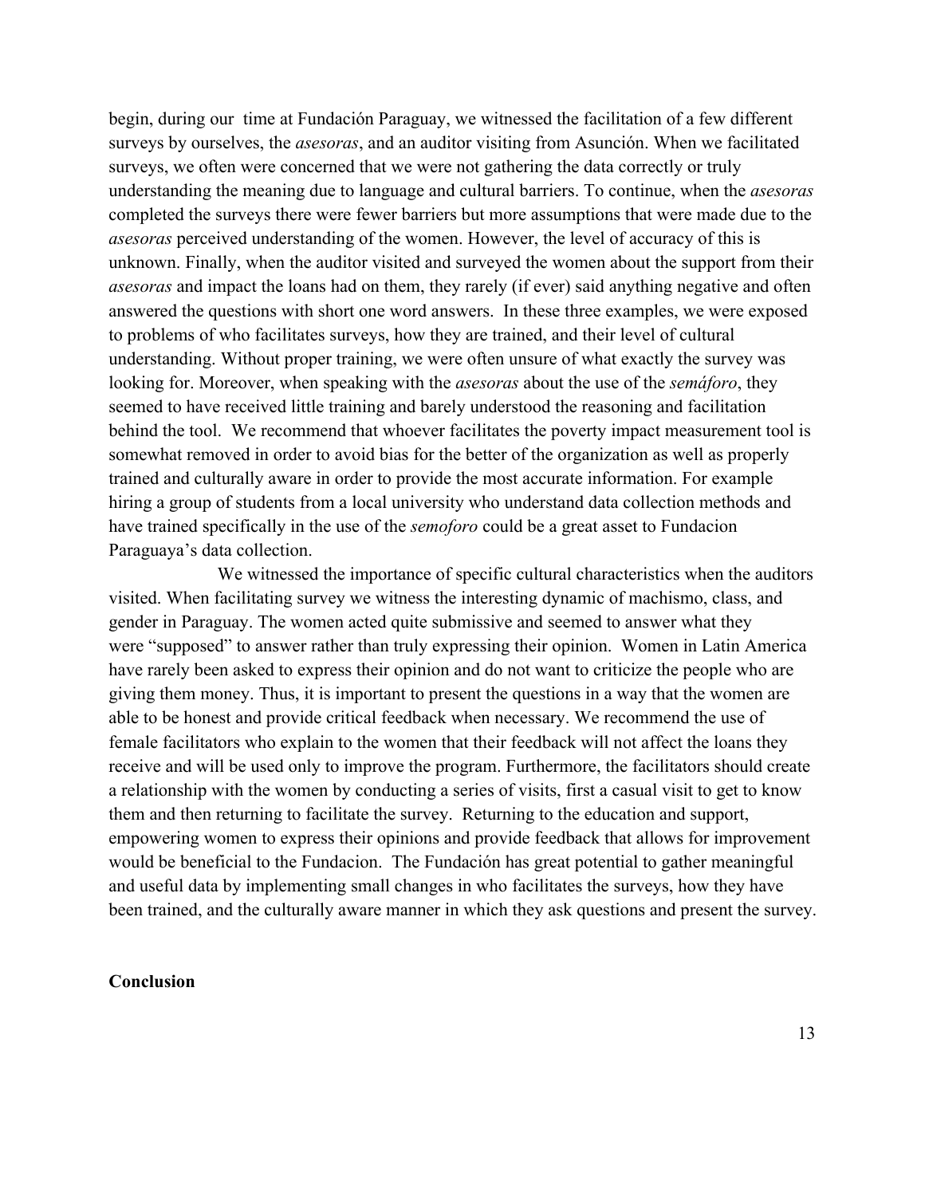begin, during our time at Fundación Paraguay, we witnessed the facilitation of a few different surveys by ourselves, the *asesoras*, and an auditor visiting from Asunción. When we facilitated surveys, we often were concerned that we were not gathering the data correctly or truly understanding the meaning due to language and cultural barriers. To continue, when the *asesoras* completed the surveys there were fewer barriers but more assumptions that were made due to the *asesoras* perceived understanding of the women. However, the level of accuracy of this is unknown. Finally, when the auditor visited and surveyed the women about the support from their *asesoras* and impact the loans had on them, they rarely (if ever) said anything negative and often answered the questions with short one word answers. In these three examples, we were exposed to problems of who facilitates surveys, how they are trained, and their level of cultural understanding. Without proper training, we were often unsure of what exactly the survey was looking for. Moreover, when speaking with the *asesoras* about the use of the *semáforo*, they seemed to have received little training and barely understood the reasoning and facilitation behind the tool. We recommend that whoever facilitates the poverty impact measurement tool is somewhat removed in order to avoid bias for the better of the organization as well as properly trained and culturally aware in order to provide the most accurate information. For example hiring a group of students from a local university who understand data collection methods and have trained specifically in the use of the *semoforo* could be a great asset to Fundacion Paraguaya's data collection.

We witnessed the importance of specific cultural characteristics when the auditors visited. When facilitating survey we witness the interesting dynamic of machismo, class, and gender in Paraguay. The women acted quite submissive and seemed to answer what they were "supposed" to answer rather than truly expressing their opinion. Women in Latin America have rarely been asked to express their opinion and do not want to criticize the people who are giving them money. Thus, it is important to present the questions in a way that the women are able to be honest and provide critical feedback when necessary. We recommend the use of female facilitators who explain to the women that their feedback will not affect the loans they receive and will be used only to improve the program. Furthermore, the facilitators should create a relationship with the women by conducting a series of visits, first a casual visit to get to know them and then returning to facilitate the survey. Returning to the education and support, empowering women to express their opinions and provide feedback that allows for improvement would be beneficial to the Fundacion. The Fundación has great potential to gather meaningful and useful data by implementing small changes in who facilitates the surveys, how they have been trained, and the culturally aware manner in which they ask questions and present the survey.

**Conclusion**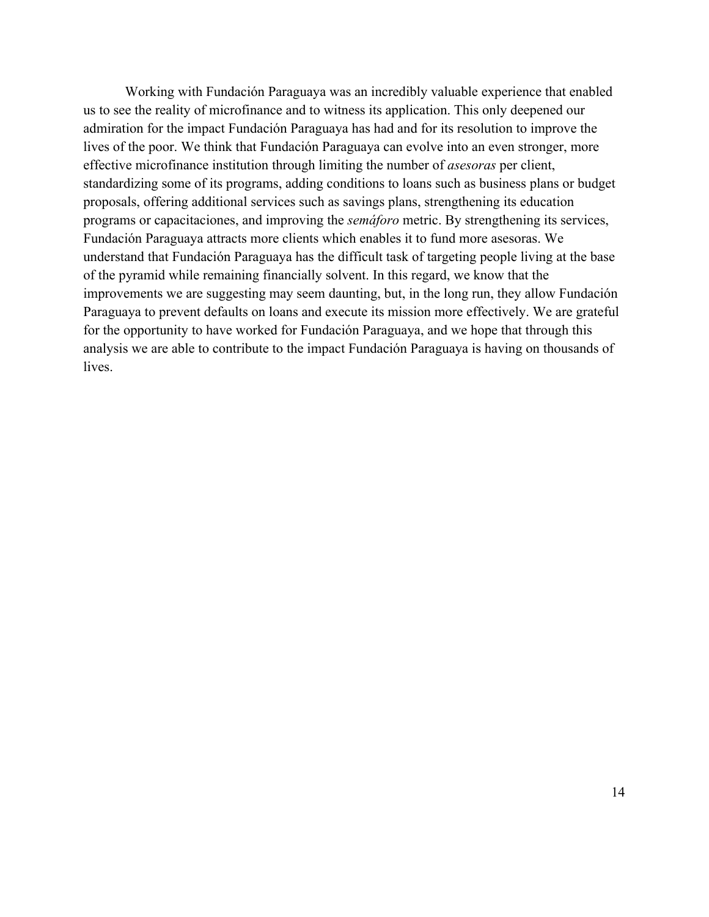Working with Fundación Paraguaya was an incredibly valuable experience that enabled us to see the reality of microfinance and to witness its application. This only deepened our admiration for the impact Fundación Paraguaya has had and for its resolution to improve the lives of the poor. We think that Fundación Paraguaya can evolve into an even stronger, more effective microfinance institution through limiting the number of *asesoras* per client, standardizing some of its programs, adding conditions to loans such as business plans or budget proposals, offering additional services such as savings plans, strengthening its education programs or capacitaciones, and improving the *semáforo* metric. By strengthening its services, Fundación Paraguaya attracts more clients which enables it to fund more asesoras. We understand that Fundación Paraguaya has the difficult task of targeting people living at the base of the pyramid while remaining financially solvent. In this regard, we know that the improvements we are suggesting may seem daunting, but, in the long run, they allow Fundación Paraguaya to prevent defaults on loans and execute its mission more effectively. We are grateful for the opportunity to have worked for Fundación Paraguaya, and we hope that through this analysis we are able to contribute to the impact Fundación Paraguaya is having on thousands of lives.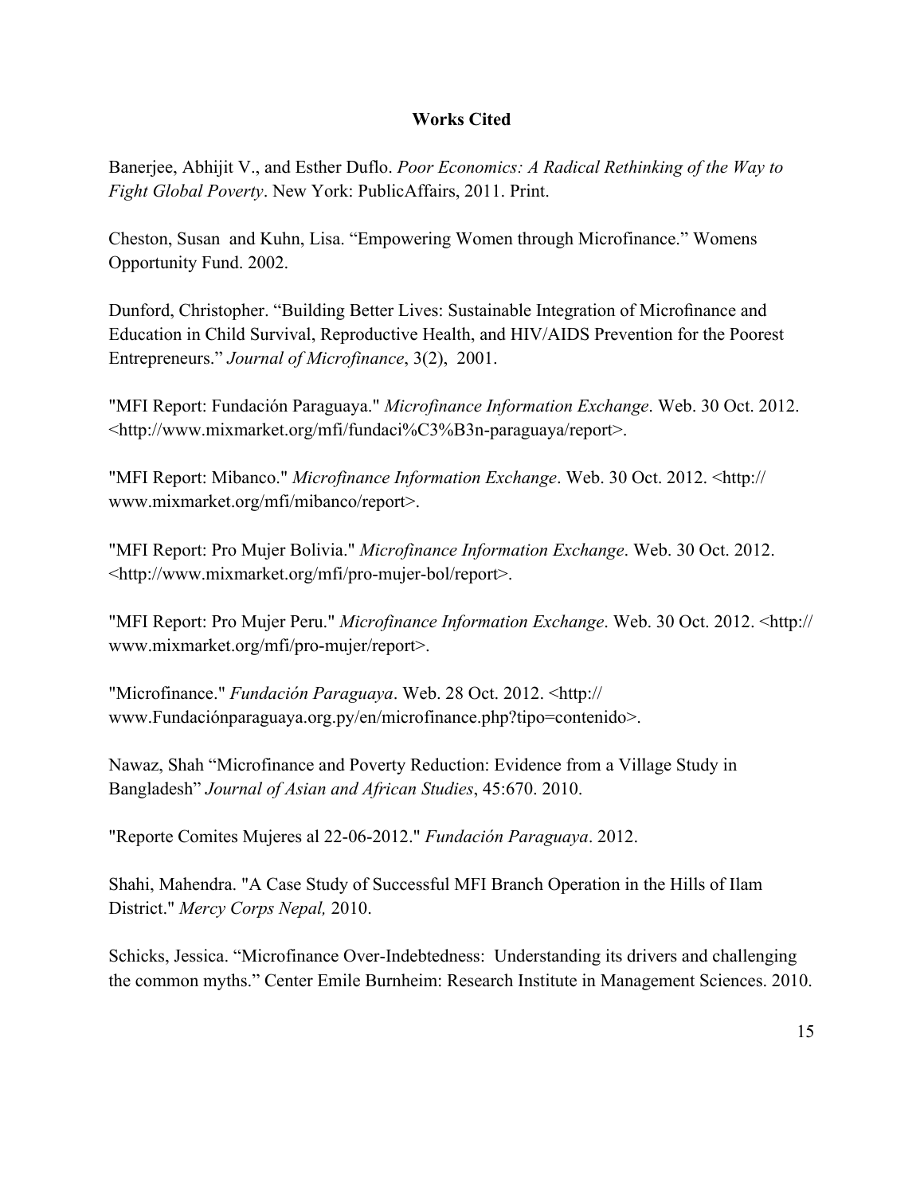# Works Cited

Banerjee, Abhijit V., and Esther Duflo. *Poor Economics: A Radical Rethinking of the Way to Fight Global Poverty*. New York: PublicAffairs, 2011. Print.

Cheston, Susan and Kuhn, Lisa. "Empowering Women through Microfinance." Womens Opportunity Fund. 2002.

Dunford, Christopher. "Building Better Lives: Sustainable Integration of Microfinance and Education in Child Survival, Reproductive Health, and HIV/AIDS Prevention for the Poorest Entrepreneurs." *Journal of Microfinance*, 3(2), 2001.

"MFI Report: Fundación Paraguaya." *Microfinance Information Exchange*. Web. 30 Oct. 2012. <http://www.mixmarket.org/mfi/fundaci%C3%B3n-paraguaya/report>.

"MFI Report: Mibanco." *Microfinance Information Exchange*. Web. 30 Oct. 2012. <http://www.mixmarket.org/mfi/mibanco/report>.

"MFI Report: Pro Mujer Bolivia." *Microfinance Information Exchange*. Web. 30 Oct. 2012. <http://www.mixmarket.org/mfi/pro-mujer-bol/report>.

"MFI Report: Pro Mujer Peru." *Microfinance Information Exchange*. Web. 30 Oct. 2012. <http://www.mixmarket.org/mfi/pro-mujer/report>.

"Microfinance." *Fundación Paraguaya*. Web. 28 Oct. 2012. <http://www.Fundaciónparaguaya.org.py/en/microfinance.php?tipo=contenido>.

Nawaz, Shah "Microfinance and Poverty Reduction: Evidence from a Village Study in Bangladesh" *Journal of Asian and African Studies*, 45:670. 2010.

"Reporte Comites Mujeres al 22-06-2012." *Fundación Paraguaya*. 2012.

Shahi, Mahendra. "A Case Study of Successful MFI Branch Operation in the Hills of Ilam District." *Mercy Corps Nepal,* 2010.

Schicks, Jessica. "Microfinance Over-Indebtedness: Understanding its drivers and challenging the common myths." Center Emile Burnheim: Research Institute in Management Sciences. 2010.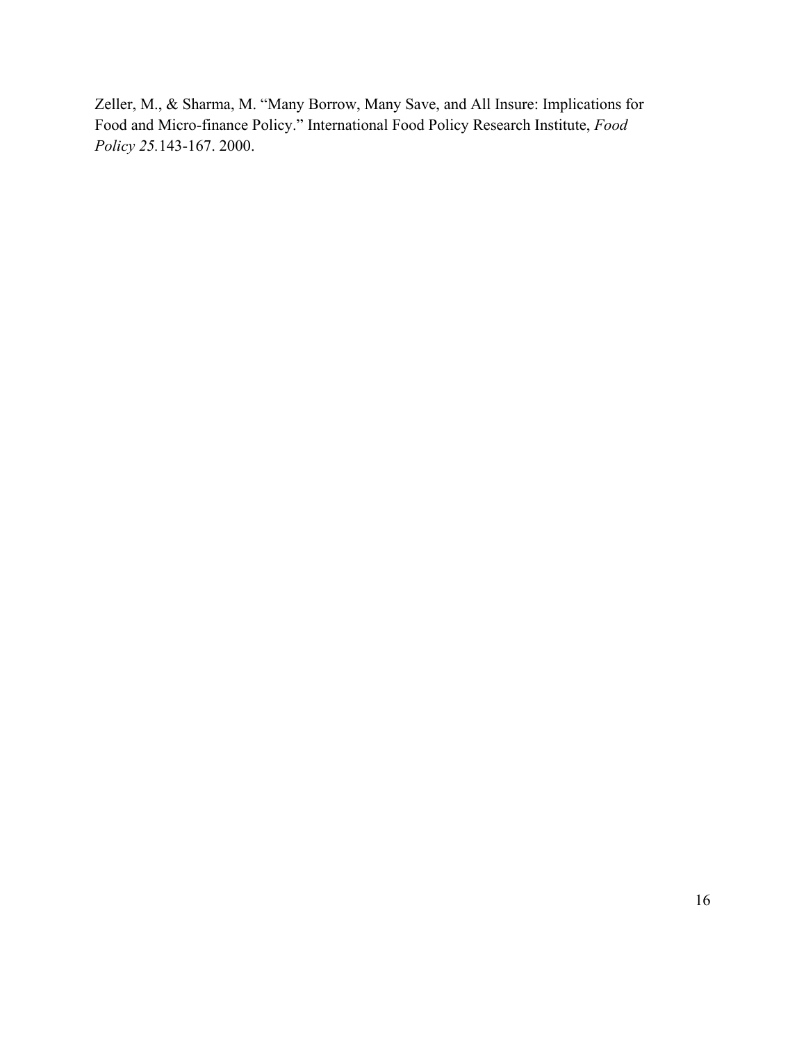Zeller, M., & Sharma, M. "Many Borrow, Many Save, and All Insure: Implications for Food and Micro-finance Policy." International Food Policy Research Institute, *Food Policy 25.*143-167. 2000.